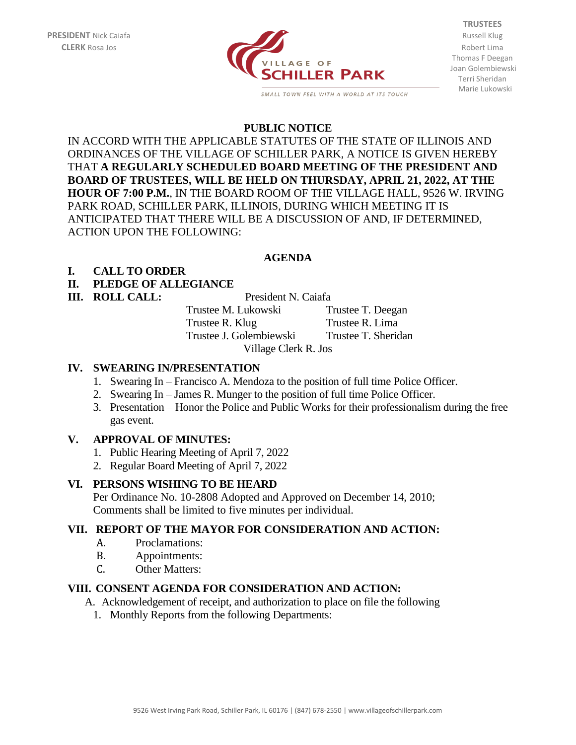**PRESIDENT** Nick Caiafa
**CLERK** Rosa Jos

VILLAGE OF **SCHILLER PARK**
*SMALL TOWN FEEL WITH A WORLD AT ITS TOUCH*

**TRUSTEES**
Russell Klug
Robert Lima
Thomas F Deegan
Joan Golembiewski
Terri Sheridan
Marie Lukowski

## PUBLIC NOTICE

IN ACCORD WITH THE APPLICABLE STATUTES OF THE STATE OF ILLINOIS AND ORDINANCES OF THE VILLAGE OF SCHILLER PARK, A NOTICE IS GIVEN HEREBY THAT **A REGULARLY SCHEDULED BOARD MEETING OF THE PRESIDENT AND BOARD OF TRUSTEES, WILL BE HELD ON THURSDAY, APRIL 21, 2022, AT THE HOUR OF 7:00 P.M.**, IN THE BOARD ROOM OF THE VILLAGE HALL, 9526 W. IRVING PARK ROAD, SCHILLER PARK, ILLINOIS, DURING WHICH MEETING IT IS ANTICIPATED THAT THERE WILL BE A DISCUSSION OF AND, IF DETERMINED, ACTION UPON THE FOLLOWING:

## AGENDA

**I. CALL TO ORDER**

**II. PLEDGE OF ALLEGIANCE**

**III. ROLL CALL:**

President N. Caiafa

Trustee M. Lukowski — Trustee T. Deegan
Trustee R. Klug — Trustee R. Lima
Trustee J. Golembiewski — Trustee T. Sheridan

Village Clerk R. Jos

**IV. SWEARING IN/PRESENTATION**

1. Swearing In – Francisco A. Mendoza to the position of full time Police Officer.
2. Swearing In – James R. Munger to the position of full time Police Officer.
3. Presentation – Honor the Police and Public Works for their professionalism during the free gas event.

**V. APPROVAL OF MINUTES:**

1. Public Hearing Meeting of April 7, 2022
2. Regular Board Meeting of April 7, 2022

**VI. PERSONS WISHING TO BE HEARD**

Per Ordinance No. 10-2808 Adopted and Approved on December 14, 2010; Comments shall be limited to five minutes per individual.

**VII. REPORT OF THE MAYOR FOR CONSIDERATION AND ACTION:**

A. Proclamations:
B. Appointments:
C. Other Matters:

**VIII. CONSENT AGENDA FOR CONSIDERATION AND ACTION:**

A. Acknowledgement of receipt, and authorization to place on file the following

1. Monthly Reports from the following Departments: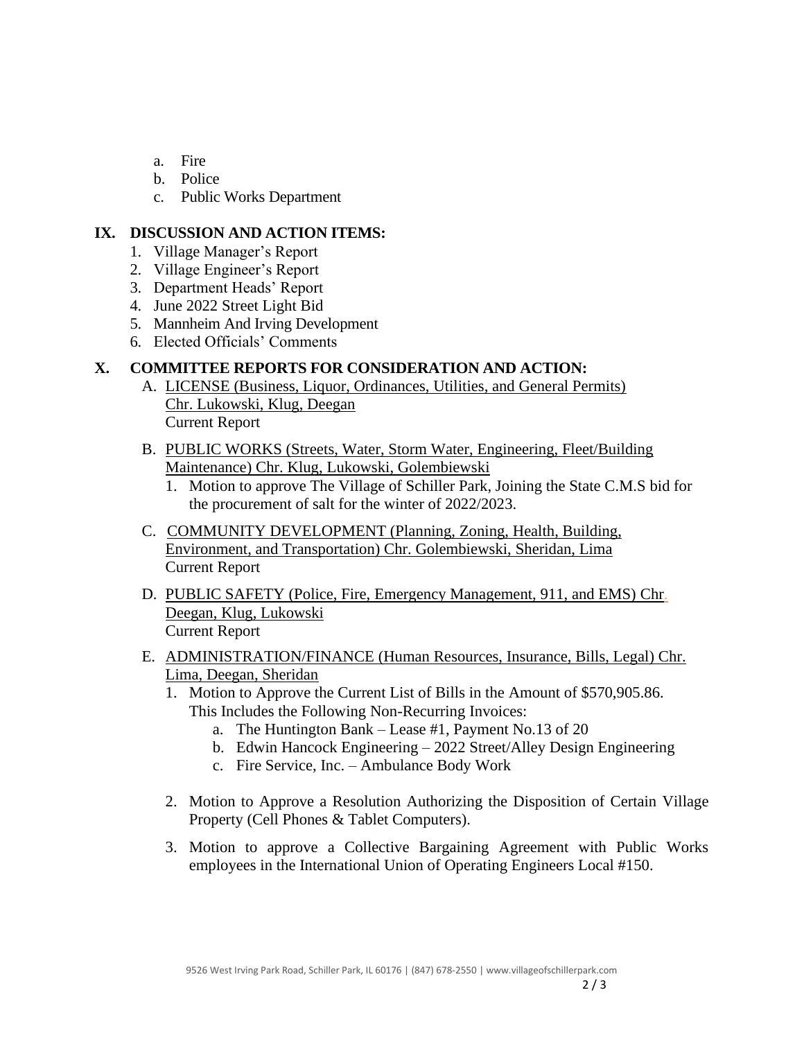a. Fire
b. Police
c. Public Works Department

## IX. DISCUSSION AND ACTION ITEMS:

1. Village Manager's Report
2. Village Engineer's Report
3. Department Heads' Report
4. June 2022 Street Light Bid
5. Mannheim And Irving Development
6. Elected Officials' Comments

## X. COMMITTEE REPORTS FOR CONSIDERATION AND ACTION:

A. LICENSE (Business, Liquor, Ordinances, Utilities, and General Permits) Chr. Lukowski, Klug, Deegan
Current Report

B. PUBLIC WORKS (Streets, Water, Storm Water, Engineering, Fleet/Building Maintenance) Chr. Klug, Lukowski, Golembiewski
1. Motion to approve The Village of Schiller Park, Joining the State C.M.S bid for the procurement of salt for the winter of 2022/2023.

C. COMMUNITY DEVELOPMENT (Planning, Zoning, Health, Building, Environment, and Transportation) Chr. Golembiewski, Sheridan, Lima
Current Report

D. PUBLIC SAFETY (Police, Fire, Emergency Management, 911, and EMS) Chr. Deegan, Klug, Lukowski
Current Report

E. ADMINISTRATION/FINANCE (Human Resources, Insurance, Bills, Legal) Chr. Lima, Deegan, Sheridan
1. Motion to Approve the Current List of Bills in the Amount of $570,905.86. This Includes the Following Non-Recurring Invoices:
   a. The Huntington Bank – Lease #1, Payment No.13 of 20
   b. Edwin Hancock Engineering – 2022 Street/Alley Design Engineering
   c. Fire Service, Inc. – Ambulance Body Work
2. Motion to Approve a Resolution Authorizing the Disposition of Certain Village Property (Cell Phones & Tablet Computers).
3. Motion to approve a Collective Bargaining Agreement with Public Works employees in the International Union of Operating Engineers Local #150.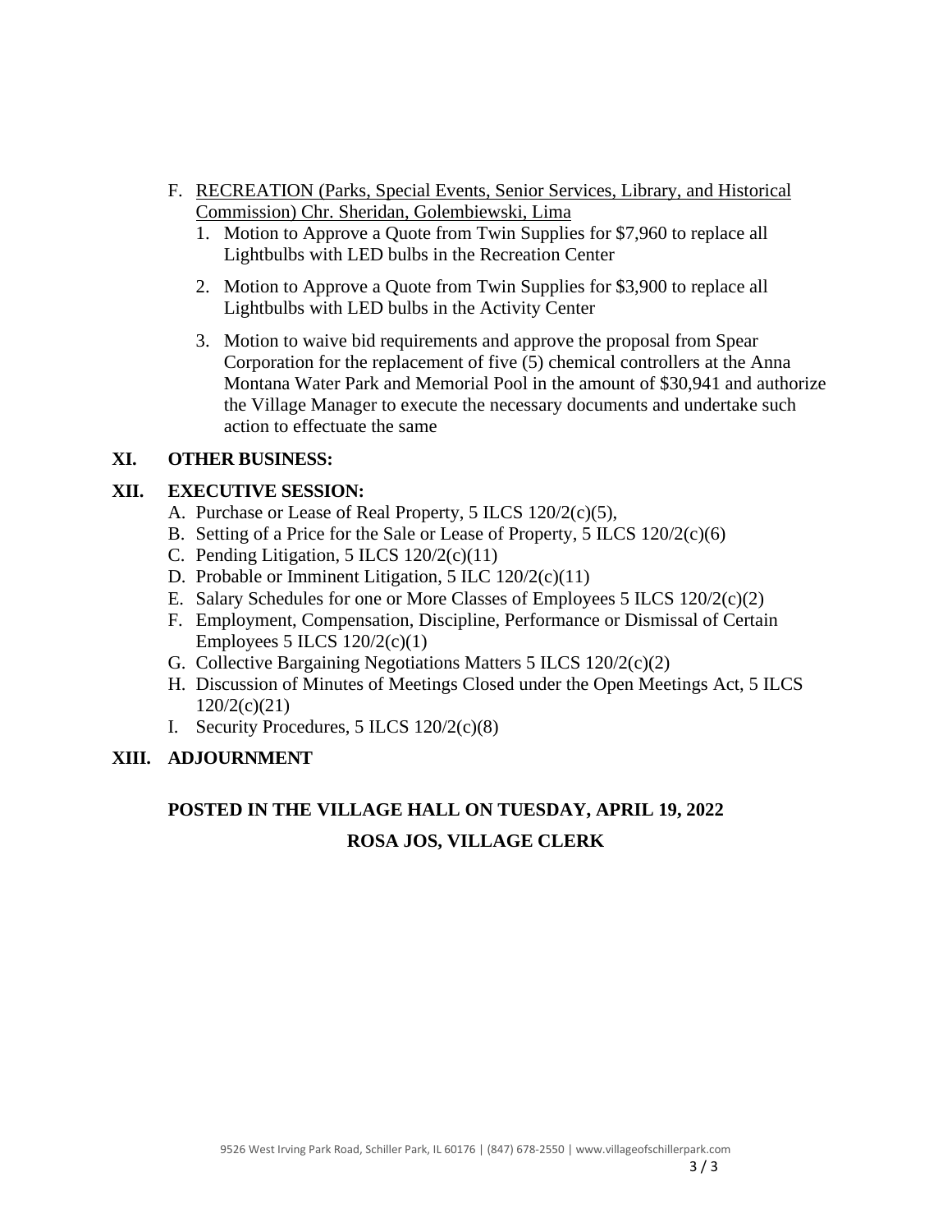F. <u>RECREATION (Parks, Special Events, Senior Services, Library, and Historical Commission) Chr. Sheridan, Golembiewski, Lima</u>

1. Motion to Approve a Quote from Twin Supplies for $7,960 to replace all Lightbulbs with LED bulbs in the Recreation Center

2. Motion to Approve a Quote from Twin Supplies for $3,900 to replace all Lightbulbs with LED bulbs in the Activity Center

3. Motion to waive bid requirements and approve the proposal from Spear Corporation for the replacement of five (5) chemical controllers at the Anna Montana Water Park and Memorial Pool in the amount of $30,941 and authorize the Village Manager to execute the necessary documents and undertake such action to effectuate the same

**XI. OTHER BUSINESS:**

**XII. EXECUTIVE SESSION:**

A. Purchase or Lease of Real Property, 5 ILCS 120/2(c)(5),
B. Setting of a Price for the Sale or Lease of Property, 5 ILCS 120/2(c)(6)
C. Pending Litigation, 5 ILCS 120/2(c)(11)
D. Probable or Imminent Litigation, 5 ILC 120/2(c)(11)
E. Salary Schedules for one or More Classes of Employees 5 ILCS 120/2(c)(2)
F. Employment, Compensation, Discipline, Performance or Dismissal of Certain Employees 5 ILCS 120/2(c)(1)
G. Collective Bargaining Negotiations Matters 5 ILCS 120/2(c)(2)
H. Discussion of Minutes of Meetings Closed under the Open Meetings Act, 5 ILCS 120/2(c)(21)
I. Security Procedures, 5 ILCS 120/2(c)(8)

**XIII. ADJOURNMENT**

**POSTED IN THE VILLAGE HALL ON TUESDAY, APRIL 19, 2022**

**ROSA JOS, VILLAGE CLERK**

9526 West Irving Park Road, Schiller Park, IL 60176 | (847) 678-2550 | www.villageofschillerpark.com